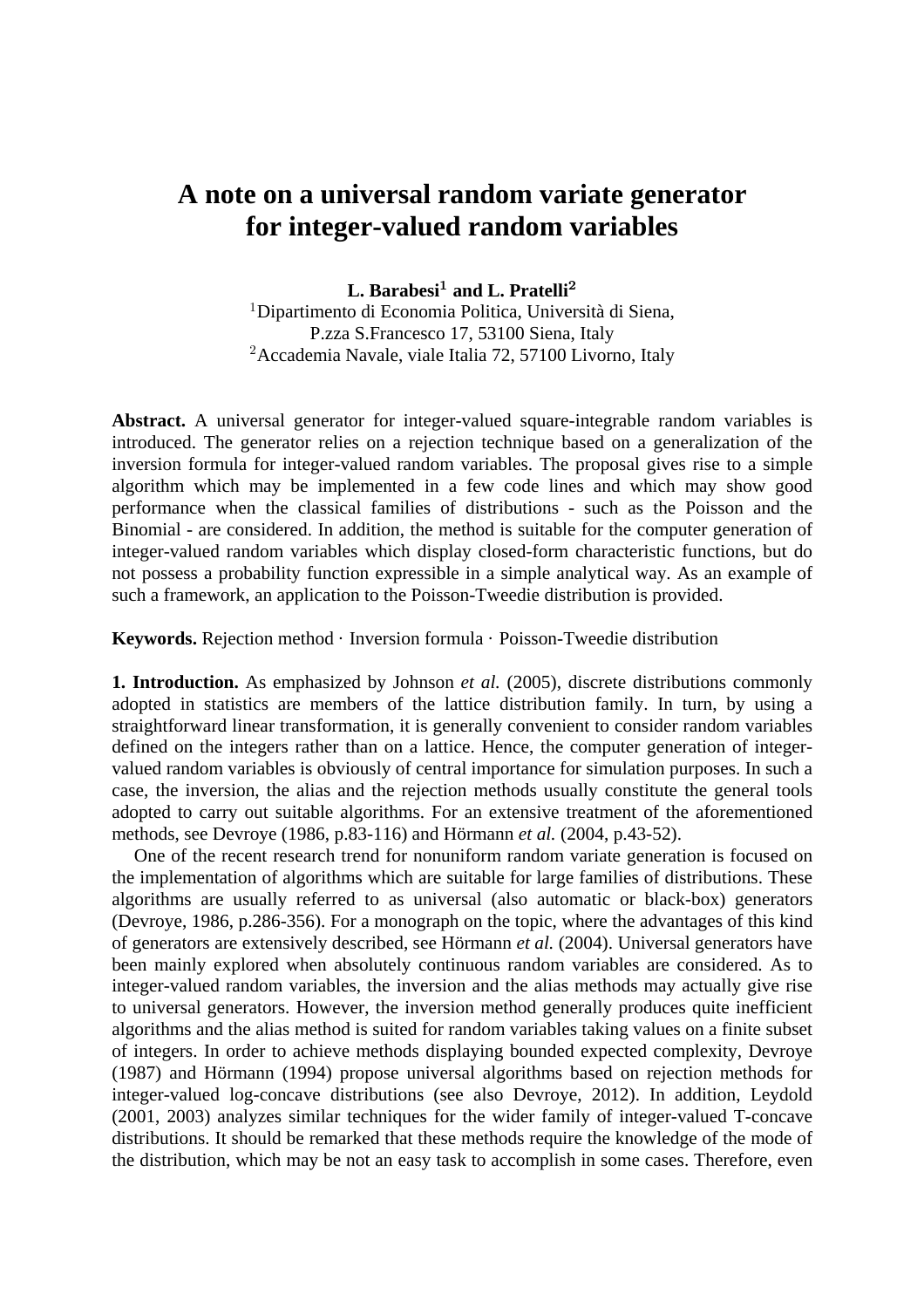# A note on a universal random variate generator for integer-valued random variables

**L. Barabesi[1] and L. Pratelli[2]**
[1]Dipartimento di Economia Politica, Università di Siena, P.zza S.Francesco 17, 53100 Siena, Italy
[2]Accademia Navale, viale Italia 72, 57100 Livorno, Italy

**Abstract.** A universal generator for integer-valued square-integrable random variables is introduced. The generator relies on a rejection technique based on a generalization of the inversion formula for integer-valued random variables. The proposal gives rise to a simple algorithm which may be implemented in a few code lines and which may show good performance when the classical families of distributions - such as the Poisson and the Binomial - are considered. In addition, the method is suitable for the computer generation of integer-valued random variables which display closed-form characteristic functions, but do not possess a probability function expressible in a simple analytical way. As an example of such a framework, an application to the Poisson-Tweedie distribution is provided.

**Keywords.** Rejection method · Inversion formula · Poisson-Tweedie distribution

**1. Introduction.** As emphasized by Johnson *et al.* (2005), discrete distributions commonly adopted in statistics are members of the lattice distribution family. In turn, by using a straightforward linear transformation, it is generally convenient to consider random variables defined on the integers rather than on a lattice. Hence, the computer generation of integer-valued random variables is obviously of central importance for simulation purposes. In such a case, the inversion, the alias and the rejection methods usually constitute the general tools adopted to carry out suitable algorithms. For an extensive treatment of the aforementioned methods, see Devroye (1986, p.83-116) and Hörmann *et al.* (2004, p.43-52).

One of the recent research trend for nonuniform random variate generation is focused on the implementation of algorithms which are suitable for large families of distributions. These algorithms are usually referred to as universal (also automatic or black-box) generators (Devroye, 1986, p.286-356). For a monograph on the topic, where the advantages of this kind of generators are extensively described, see Hörmann *et al.* (2004). Universal generators have been mainly explored when absolutely continuous random variables are considered. As to integer-valued random variables, the inversion and the alias methods may actually give rise to universal generators. However, the inversion method generally produces quite inefficient algorithms and the alias method is suited for random variables taking values on a finite subset of integers. In order to achieve methods displaying bounded expected complexity, Devroye (1987) and Hörmann (1994) propose universal algorithms based on rejection methods for integer-valued log-concave distributions (see also Devroye, 2012). In addition, Leydold (2001, 2003) analyzes similar techniques for the wider family of integer-valued T-concave distributions. It should be remarked that these methods require the knowledge of the mode of the distribution, which may be not an easy task to accomplish in some cases. Therefore, even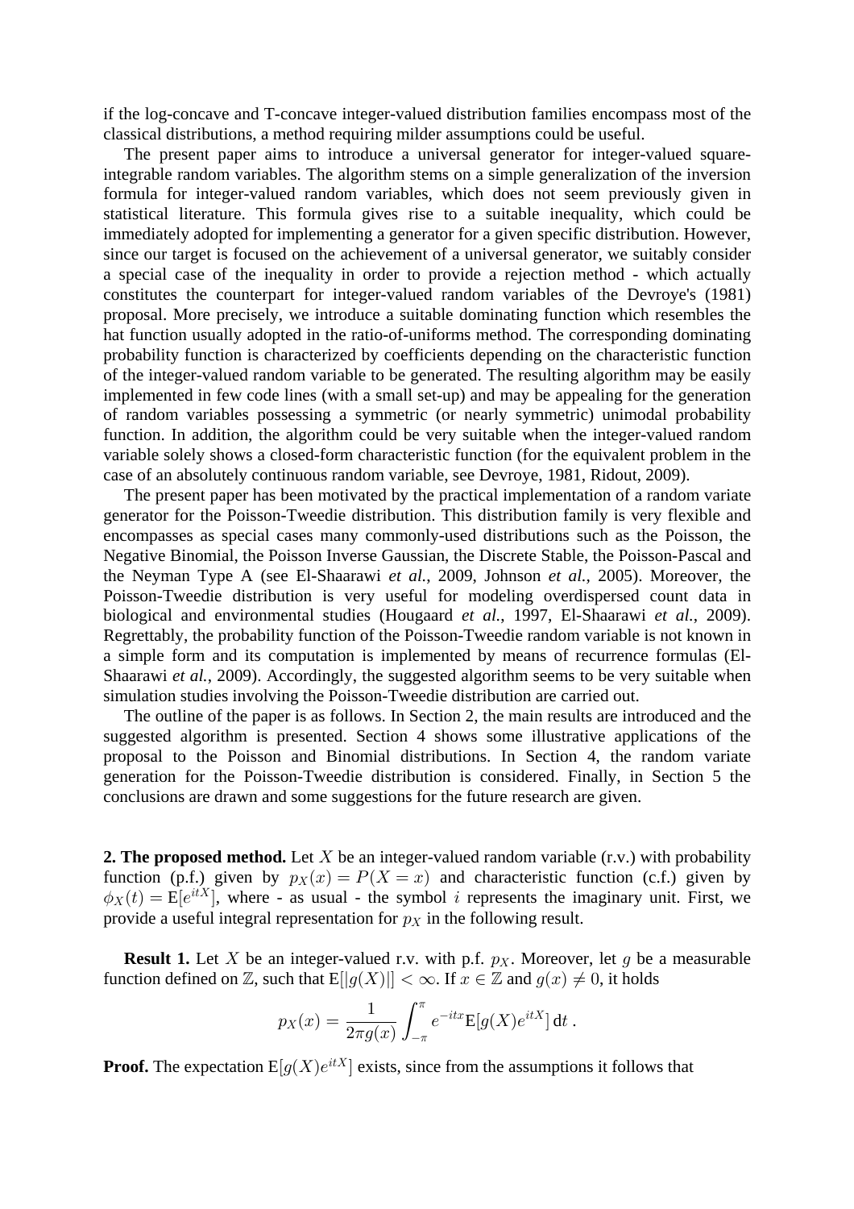if the log-concave and T-concave integer-valued distribution families encompass most of the classical distributions, a method requiring milder assumptions could be useful.

The present paper aims to introduce a universal generator for integer-valued square-integrable random variables. The algorithm stems on a simple generalization of the inversion formula for integer-valued random variables, which does not seem previously given in statistical literature. This formula gives rise to a suitable inequality, which could be immediately adopted for implementing a generator for a given specific distribution. However, since our target is focused on the achievement of a universal generator, we suitably consider a special case of the inequality in order to provide a rejection method - which actually constitutes the counterpart for integer-valued random variables of the Devroye's (1981) proposal. More precisely, we introduce a suitable dominating function which resembles the hat function usually adopted in the ratio-of-uniforms method. The corresponding dominating probability function is characterized by coefficients depending on the characteristic function of the integer-valued random variable to be generated. The resulting algorithm may be easily implemented in few code lines (with a small set-up) and may be appealing for the generation of random variables possessing a symmetric (or nearly symmetric) unimodal probability function. In addition, the algorithm could be very suitable when the integer-valued random variable solely shows a closed-form characteristic function (for the equivalent problem in the case of an absolutely continuous random variable, see Devroye, 1981, Ridout, 2009).

The present paper has been motivated by the practical implementation of a random variate generator for the Poisson-Tweedie distribution. This distribution family is very flexible and encompasses as special cases many commonly-used distributions such as the Poisson, the Negative Binomial, the Poisson Inverse Gaussian, the Discrete Stable, the Poisson-Pascal and the Neyman Type A (see El-Shaarawi *et al.*, 2009, Johnson *et al.*, 2005). Moreover, the Poisson-Tweedie distribution is very useful for modeling overdispersed count data in biological and environmental studies (Hougaard *et al.*, 1997, El-Shaarawi *et al.*, 2009). Regrettably, the probability function of the Poisson-Tweedie random variable is not known in a simple form and its computation is implemented by means of recurrence formulas (El-Shaarawi *et al.*, 2009). Accordingly, the suggested algorithm seems to be very suitable when simulation studies involving the Poisson-Tweedie distribution are carried out.

The outline of the paper is as follows. In Section 2, the main results are introduced and the suggested algorithm is presented. Section 4 shows some illustrative applications of the proposal to the Poisson and Binomial distributions. In Section 4, the random variate generation for the Poisson-Tweedie distribution is considered. Finally, in Section 5 the conclusions are drawn and some suggestions for the future research are given.

**2. The proposed method.** Let $X$ be an integer-valued random variable (r.v.) with probability function (p.f.) given by $p_X(x) = P(X = x)$ and characteristic function (c.f.) given by $\phi_X(t) = \mathrm{E}[e^{itX}]$, where - as usual - the symbol $i$ represents the imaginary unit. First, we provide a useful integral representation for $p_X$ in the following result.

**Result 1.** Let $X$ be an integer-valued r.v. with p.f. $p_X$. Moreover, let $g$ be a measurable function defined on $\mathbb{Z}$, such that $\mathrm{E}[|g(X)|] < \infty$. If $x \in \mathbb{Z}$ and $g(x) \neq 0$, it holds

$$p_X(x) = \frac{1}{2\pi g(x)} \int_{-\pi}^{\pi} e^{-itx} \mathrm{E}[g(X)e^{itX}] \, \mathrm{d}t \; .$$

**Proof.** The expectation $\mathrm{E}[g(X)e^{itX}]$ exists, since from the assumptions it follows that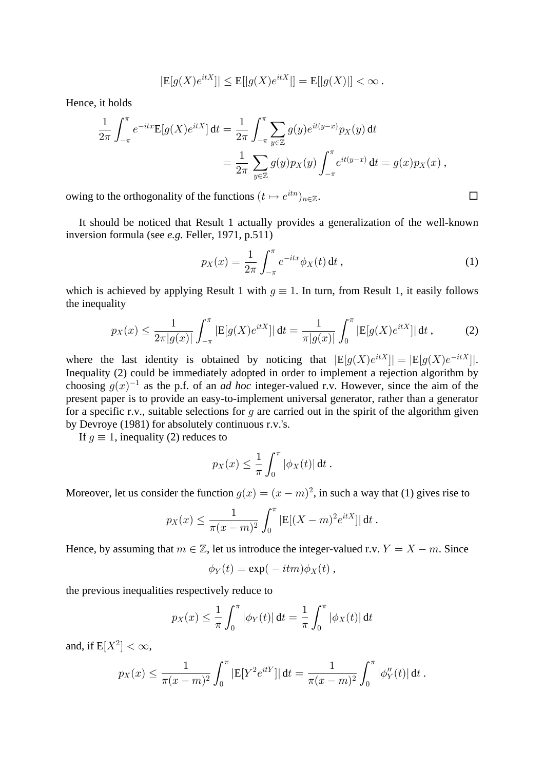$$|\mathrm{E}[g(X)e^{itX}]| \leq \mathrm{E}[|g(X)e^{itX}|] = \mathrm{E}[|g(X)|] < \infty \,.$$

Hence, it holds

$$\frac{1}{2\pi}\int_{-\pi}^{\pi} e^{-itx}\mathrm{E}[g(X)e^{itX}]\,\mathrm{d}t = \frac{1}{2\pi}\int_{-\pi}^{\pi}\sum_{y\in\mathbb{Z}} g(y)e^{it(y-x)}p_X(y)\,\mathrm{d}t$$
$$= \frac{1}{2\pi}\sum_{y\in\mathbb{Z}} g(y)p_X(y)\int_{-\pi}^{\pi} e^{it(y-x)}\,\mathrm{d}t = g(x)p_X(x)\,,$$

owing to the orthogonality of the functions $(t \mapsto e^{itn})_{n\in\mathbb{Z}}$. □

It should be noticed that Result 1 actually provides a generalization of the well-known inversion formula (see *e.g.* Feller, 1971, p.511)

$$p_X(x) = \frac{1}{2\pi}\int_{-\pi}^{\pi} e^{-itx}\phi_X(t)\,\mathrm{d}t\,, \tag{1}$$

which is achieved by applying Result 1 with $g \equiv 1$. In turn, from Result 1, it easily follows the inequality

$$p_X(x) \leq \frac{1}{2\pi|g(x)|}\int_{-\pi}^{\pi}|\mathrm{E}[g(X)e^{itX}]|\,\mathrm{d}t = \frac{1}{\pi|g(x)|}\int_{0}^{\pi}|\mathrm{E}[g(X)e^{itX}]|\,\mathrm{d}t\,, \tag{2}$$

where the last identity is obtained by noticing that $|\mathrm{E}[g(X)e^{itX}]| = |\mathrm{E}[g(X)e^{-itX}]|$. Inequality (2) could be immediately adopted in order to implement a rejection algorithm by choosing $g(x)^{-1}$ as the p.f. of an *ad hoc* integer-valued r.v. However, since the aim of the present paper is to provide an easy-to-implement universal generator, rather than a generator for a specific r.v., suitable selections for $g$ are carried out in the spirit of the algorithm given by Devroye (1981) for absolutely continuous r.v.'s.

If $g \equiv 1$, inequality (2) reduces to

$$p_X(x) \leq \frac{1}{\pi}\int_{0}^{\pi}|\phi_X(t)|\,\mathrm{d}t\,.$$

Moreover, let us consider the function $g(x) = (x-m)^2$, in such a way that (1) gives rise to

$$p_X(x) \leq \frac{1}{\pi(x-m)^2}\int_{0}^{\pi}|\mathrm{E}[(X-m)^2e^{itX}]|\,\mathrm{d}t\,.$$

Hence, by assuming that $m \in \mathbb{Z}$, let us introduce the integer-valued r.v. $Y = X - m$. Since

$$\phi_Y(t) = \exp(\,-\,itm)\phi_X(t)\,,$$

the previous inequalities respectively reduce to

$$p_X(x) \leq \frac{1}{\pi}\int_{0}^{\pi}|\phi_Y(t)|\,\mathrm{d}t = \frac{1}{\pi}\int_{0}^{\pi}|\phi_X(t)|\,\mathrm{d}t$$

and, if $\mathrm{E}[X^2] < \infty$,

$$p_X(x) \leq \frac{1}{\pi(x-m)^2}\int_{0}^{\pi}|\mathrm{E}[Y^2e^{itY}]|\,\mathrm{d}t = \frac{1}{\pi(x-m)^2}\int_{0}^{\pi}|\phi_Y''(t)|\,\mathrm{d}t\,.$$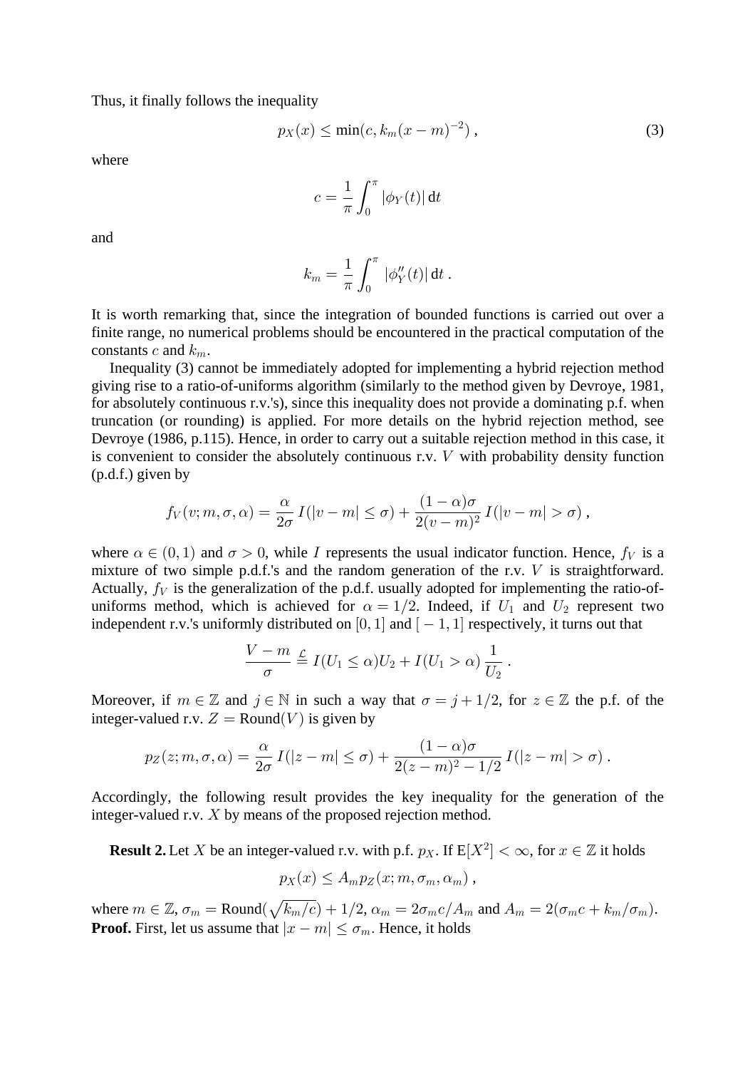Thus, it finally follows the inequality

$$p_X(x) \leq \min(c, k_m(x-m)^{-2}) \,, \tag{3}$$

where

$$c = \frac{1}{\pi}\int_0^\pi |\phi_Y(t)|\,\mathrm{d}t$$

and

$$k_m = \frac{1}{\pi}\int_0^\pi |\phi_Y''(t)|\,\mathrm{d}t \,.$$

It is worth remarking that, since the integration of bounded functions is carried out over a finite range, no numerical problems should be encountered in the practical computation of the constants $c$ and $k_m$.

Inequality (3) cannot be immediately adopted for implementing a hybrid rejection method giving rise to a ratio-of-uniforms algorithm (similarly to the method given by Devroye, 1981, for absolutely continuous r.v.'s), since this inequality does not provide a dominating p.f. when truncation (or rounding) is applied. For more details on the hybrid rejection method, see Devroye (1986, p.115). Hence, in order to carry out a suitable rejection method in this case, it is convenient to consider the absolutely continuous r.v. $V$ with probability density function (p.d.f.) given by

$$f_V(v;m,\sigma,\alpha) = \frac{\alpha}{2\sigma}\,I(|v-m|\leq\sigma) + \frac{(1-\alpha)\sigma}{2(v-m)^2}\,I(|v-m|>\sigma)\,,$$

where $\alpha \in (0,1)$ and $\sigma > 0$, while $I$ represents the usual indicator function. Hence, $f_V$ is a mixture of two simple p.d.f.'s and the random generation of the r.v. $V$ is straightforward. Actually, $f_V$ is the generalization of the p.d.f. usually adopted for implementing the ratio-of-uniforms method, which is achieved for $\alpha = 1/2$. Indeed, if $U_1$ and $U_2$ represent two independent r.v.'s uniformly distributed on $[0,1]$ and $[-1,1]$ respectively, it turns out that

$$\frac{V-m}{\sigma} \stackrel{\mathcal{L}}{=} I(U_1 \leq \alpha)U_2 + I(U_1 > \alpha)\,\frac{1}{U_2}\,.$$

Moreover, if $m \in \mathbb{Z}$ and $j \in \mathbb{N}$ in such a way that $\sigma = j + 1/2$, for $z \in \mathbb{Z}$ the p.f. of the integer-valued r.v. $Z = \mathrm{Round}(V)$ is given by

$$p_Z(z;m,\sigma,\alpha) = \frac{\alpha}{2\sigma}\,I(|z-m|\leq\sigma) + \frac{(1-\alpha)\sigma}{2(z-m)^2-1/2}\,I(|z-m|>\sigma)\,.$$

Accordingly, the following result provides the key inequality for the generation of the integer-valued r.v. $X$ by means of the proposed rejection method.

**Result 2.** Let $X$ be an integer-valued r.v. with p.f. $p_X$. If $\mathrm{E}[X^2] < \infty$, for $x \in \mathbb{Z}$ it holds

$$p_X(x) \leq A_m p_Z(x;m,\sigma_m,\alpha_m)\,,$$

where $m \in \mathbb{Z}$, $\sigma_m = \mathrm{Round}(\sqrt{k_m/c}) + 1/2$, $\alpha_m = 2\sigma_m c/A_m$ and $A_m = 2(\sigma_m c + k_m/\sigma_m)$.
**Proof.** First, let us assume that $|x-m| \leq \sigma_m$. Hence, it holds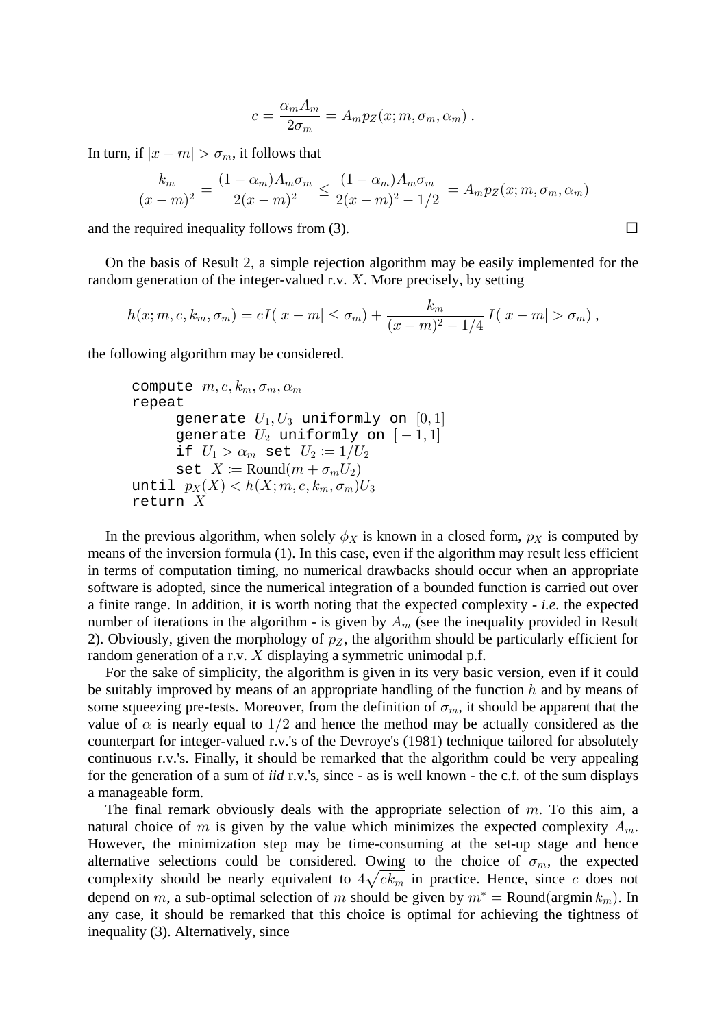$$c = \frac{\alpha_m A_m}{2\sigma_m} = A_m p_Z(x; m, \sigma_m, \alpha_m) \, .$$

In turn, if $|x - m| > \sigma_m$, it follows that

$$\frac{k_m}{(x-m)^2} = \frac{(1-\alpha_m)A_m\sigma_m}{2(x-m)^2} \leq \frac{(1-\alpha_m)A_m\sigma_m}{2(x-m)^2 - 1/2} = A_m p_Z(x; m, \sigma_m, \alpha_m)$$

and the required inequality follows from (3). □

On the basis of Result 2, a simple rejection algorithm may be easily implemented for the random generation of the integer-valued r.v. $X$. More precisely, by setting

$$h(x; m, c, k_m, \sigma_m) = cI(|x-m| \leq \sigma_m) + \frac{k_m}{(x-m)^2 - 1/4} I(|x-m| > \sigma_m) \, ,$$

the following algorithm may be considered.

```
compute m, c, k_m, σ_m, α_m
repeat
     generate U_1, U_3 uniformly on [0,1]
     generate U_2 uniformly on [-1,1]
     if U_1 > α_m set U_2 := 1/U_2
     set X := Round(m + σ_m U_2)
until p_X(X) < h(X; m, c, k_m, σ_m) U_3
return X
```

In the previous algorithm, when solely $\phi_X$ is known in a closed form, $p_X$ is computed by means of the inversion formula (1). In this case, even if the algorithm may result less efficient in terms of computation timing, no numerical drawbacks should occur when an appropriate software is adopted, since the numerical integration of a bounded function is carried out over a finite range. In addition, it is worth noting that the expected complexity - *i.e.* the expected number of iterations in the algorithm - is given by $A_m$ (see the inequality provided in Result 2). Obviously, given the morphology of $p_Z$, the algorithm should be particularly efficient for random generation of a r.v. $X$ displaying a symmetric unimodal p.f.

For the sake of simplicity, the algorithm is given in its very basic version, even if it could be suitably improved by means of an appropriate handling of the function $h$ and by means of some squeezing pre-tests. Moreover, from the definition of $\sigma_m$, it should be apparent that the value of $\alpha$ is nearly equal to $1/2$ and hence the method may be actually considered as the counterpart for integer-valued r.v.'s of the Devroye's (1981) technique tailored for absolutely continuous r.v.'s. Finally, it should be remarked that the algorithm could be very appealing for the generation of a sum of *iid* r.v.'s, since - as is well known - the c.f. of the sum displays a manageable form.

The final remark obviously deals with the appropriate selection of $m$. To this aim, a natural choice of $m$ is given by the value which minimizes the expected complexity $A_m$. However, the minimization step may be time-consuming at the set-up stage and hence alternative selections could be considered. Owing to the choice of $\sigma_m$, the expected complexity should be nearly equivalent to $4\sqrt{ck_m}$ in practice. Hence, since $c$ does not depend on $m$, a sub-optimal selection of $m$ should be given by $m^* = \text{Round}(\text{argmin}\, k_m)$. In any case, it should be remarked that this choice is optimal for achieving the tightness of inequality (3). Alternatively, since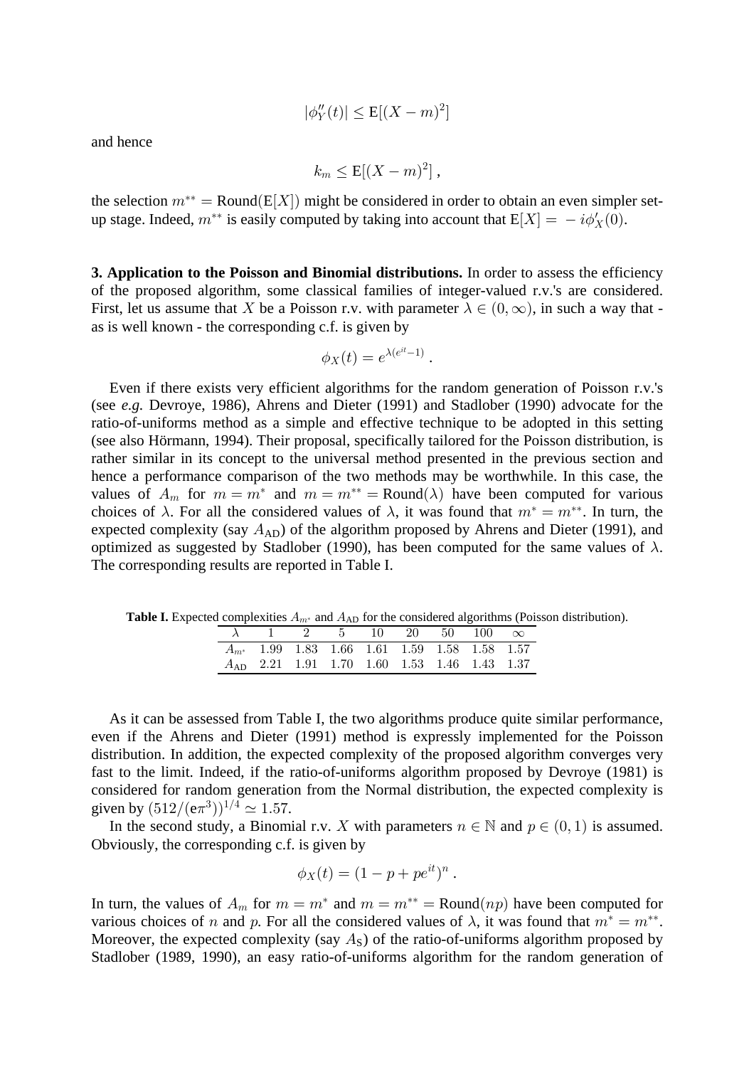$$|\phi_Y''(t)| \le \mathrm{E}[(X-m)^2]$$

and hence

$$k_m \le \mathrm{E}[(X-m)^2]\,,$$

the selection $m^{**} = \mathrm{Round}(\mathrm{E}[X])$ might be considered in order to obtain an even simpler set-up stage. Indeed, $m^{**}$ is easily computed by taking into account that $\mathrm{E}[X] = -i\phi_X'(0)$.

**3. Application to the Poisson and Binomial distributions.** In order to assess the efficiency of the proposed algorithm, some classical families of integer-valued r.v.'s are considered. First, let us assume that $X$ be a Poisson r.v. with parameter $\lambda \in (0,\infty)$, in such a way that - as is well known - the corresponding c.f. is given by

$$\phi_X(t) = e^{\lambda(e^{it}-1)}\,.$$

Even if there exists very efficient algorithms for the random generation of Poisson r.v.'s (see *e.g.* Devroye, 1986), Ahrens and Dieter (1991) and Stadlober (1990) advocate for the ratio-of-uniforms method as a simple and effective technique to be adopted in this setting (see also Hörmann, 1994). Their proposal, specifically tailored for the Poisson distribution, is rather similar in its concept to the universal method presented in the previous section and hence a performance comparison of the two methods may be worthwhile. In this case, the values of $A_m$ for $m = m^*$ and $m = m^{**} = \mathrm{Round}(\lambda)$ have been computed for various choices of $\lambda$. For all the considered values of $\lambda$, it was found that $m^* = m^{**}$. In turn, the expected complexity (say $A_{\mathrm{AD}}$) of the algorithm proposed by Ahrens and Dieter (1991), and optimized as suggested by Stadlober (1990), has been computed for the same values of $\lambda$. The corresponding results are reported in Table I.

**Table I.** Expected complexities $A_{m^*}$ and $A_{\mathrm{AD}}$ for the considered algorithms (Poisson distribution).

| $\lambda$ | 1 | 2 | 5 | 10 | 20 | 50 | 100 | $\infty$ |
|---|---|---|---|---|---|---|---|---|
| $A_{m^*}$ | 1.99 | 1.83 | 1.66 | 1.61 | 1.59 | 1.58 | 1.58 | 1.57 |
| $A_{\mathrm{AD}}$ | 2.21 | 1.91 | 1.70 | 1.60 | 1.53 | 1.46 | 1.43 | 1.37 |

As it can be assessed from Table I, the two algorithms produce quite similar performance, even if the Ahrens and Dieter (1991) method is expressly implemented for the Poisson distribution. In addition, the expected complexity of the proposed algorithm converges very fast to the limit. Indeed, if the ratio-of-uniforms algorithm proposed by Devroye (1981) is considered for random generation from the Normal distribution, the expected complexity is given by $(512/(\mathrm{e}\pi^3))^{1/4} \simeq 1.57$.

In the second study, a Binomial r.v. $X$ with parameters $n \in \mathbb{N}$ and $p \in (0,1)$ is assumed. Obviously, the corresponding c.f. is given by

$$\phi_X(t) = (1 - p + pe^{it})^n\,.$$

In turn, the values of $A_m$ for $m = m^*$ and $m = m^{**} = \mathrm{Round}(np)$ have been computed for various choices of $n$ and $p$. For all the considered values of $\lambda$, it was found that $m^* = m^{**}$. Moreover, the expected complexity (say $A_{\mathrm{S}}$) of the ratio-of-uniforms algorithm proposed by Stadlober (1989, 1990), an easy ratio-of-uniforms algorithm for the random generation of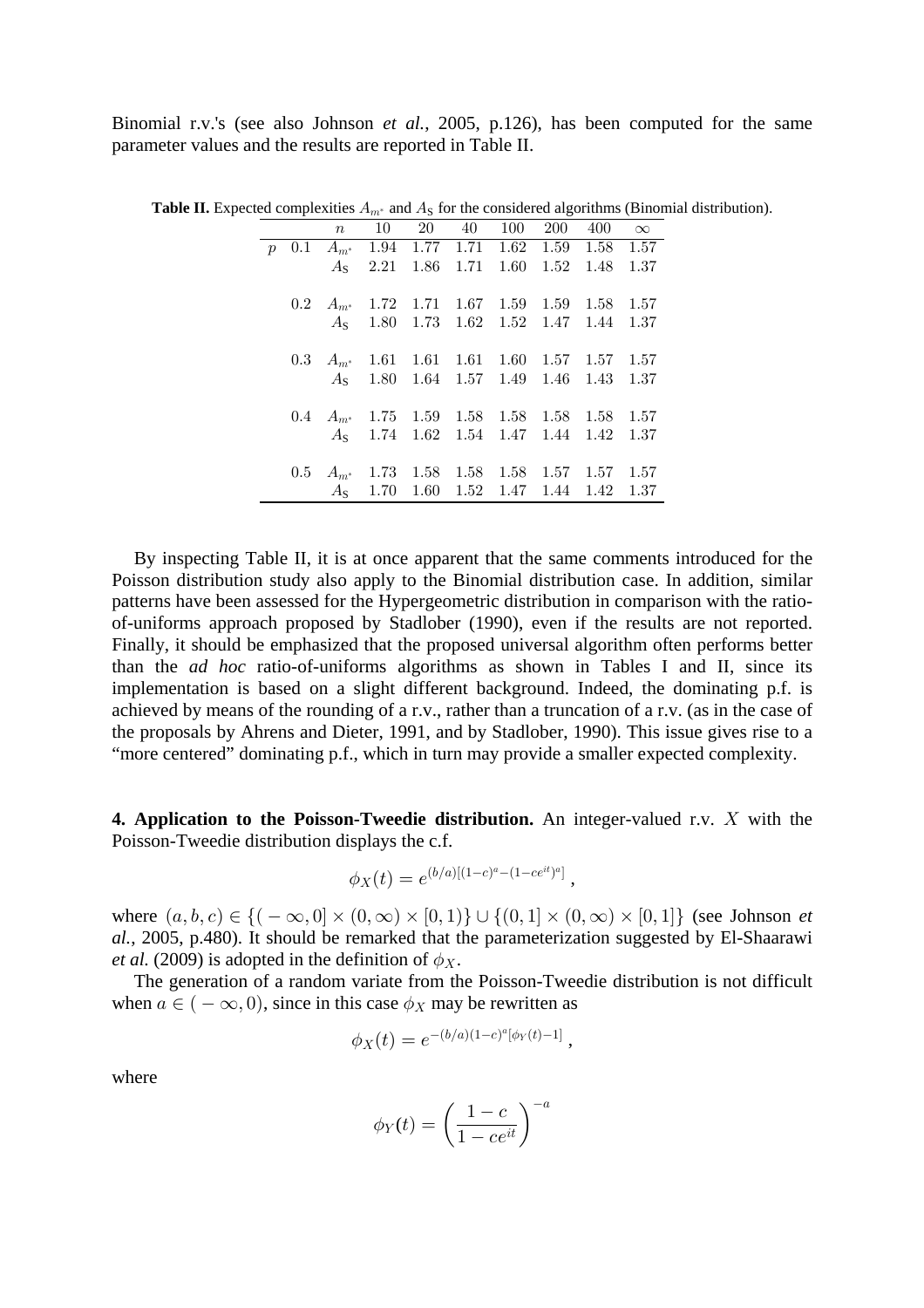Binomial r.v.'s (see also Johnson *et al.*, 2005, p.126), has been computed for the same parameter values and the results are reported in Table II.

**Table II.** Expected complexities $A_{m^*}$ and $A_{\mathrm{S}}$ for the considered algorithms (Binomial distribution).

| $p$ | | $n$ | 10 | 20 | 40 | 100 | 200 | 400 | $\infty$ |
|---|---|---|---|---|---|---|---|---|---|
| | 0.1 | $A_{m^*}$ | 1.94 | 1.77 | 1.71 | 1.62 | 1.59 | 1.58 | 1.57 |
| | | $A_{\mathrm{S}}$ | 2.21 | 1.86 | 1.71 | 1.60 | 1.52 | 1.48 | 1.37 |
| | 0.2 | $A_{m^*}$ | 1.72 | 1.71 | 1.67 | 1.59 | 1.59 | 1.58 | 1.57 |
| | | $A_{\mathrm{S}}$ | 1.80 | 1.73 | 1.62 | 1.52 | 1.47 | 1.44 | 1.37 |
| | 0.3 | $A_{m^*}$ | 1.61 | 1.61 | 1.61 | 1.60 | 1.57 | 1.57 | 1.57 |
| | | $A_{\mathrm{S}}$ | 1.80 | 1.64 | 1.57 | 1.49 | 1.46 | 1.43 | 1.37 |
| | 0.4 | $A_{m^*}$ | 1.75 | 1.59 | 1.58 | 1.58 | 1.58 | 1.58 | 1.57 |
| | | $A_{\mathrm{S}}$ | 1.74 | 1.62 | 1.54 | 1.47 | 1.44 | 1.42 | 1.37 |
| | 0.5 | $A_{m^*}$ | 1.73 | 1.58 | 1.58 | 1.58 | 1.57 | 1.57 | 1.57 |
| | | $A_{\mathrm{S}}$ | 1.70 | 1.60 | 1.52 | 1.47 | 1.44 | 1.42 | 1.37 |

By inspecting Table II, it is at once apparent that the same comments introduced for the Poisson distribution study also apply to the Binomial distribution case. In addition, similar patterns have been assessed for the Hypergeometric distribution in comparison with the ratio-of-uniforms approach proposed by Stadlober (1990), even if the results are not reported. Finally, it should be emphasized that the proposed universal algorithm often performs better than the *ad hoc* ratio-of-uniforms algorithms as shown in Tables I and II, since its implementation is based on a slight different background. Indeed, the dominating p.f. is achieved by means of the rounding of a r.v., rather than a truncation of a r.v. (as in the case of the proposals by Ahrens and Dieter, 1991, and by Stadlober, 1990). This issue gives rise to a "more centered" dominating p.f., which in turn may provide a smaller expected complexity.

**4. Application to the Poisson-Tweedie distribution.** An integer-valued r.v. $X$ with the Poisson-Tweedie distribution displays the c.f.

$$\phi_X(t) = e^{(b/a)[(1-c)^a - (1-ce^{it})^a]} ,$$

where $(a,b,c) \in \{(-\infty,0] \times (0,\infty) \times [0,1)\} \cup \{(0,1] \times (0,\infty) \times [0,1]\}$ (see Johnson *et al.*, 2005, p.480). It should be remarked that the parameterization suggested by El-Shaarawi *et al.* (2009) is adopted in the definition of $\phi_X$.

The generation of a random variate from the Poisson-Tweedie distribution is not difficult when $a \in (-\infty, 0)$, since in this case $\phi_X$ may be rewritten as

$$\phi_X(t) = e^{-(b/a)(1-c)^a[\phi_Y(t)-1]} ,$$

where

$$\phi_Y(t) = \left(\frac{1-c}{1-ce^{it}}\right)^{-a}$$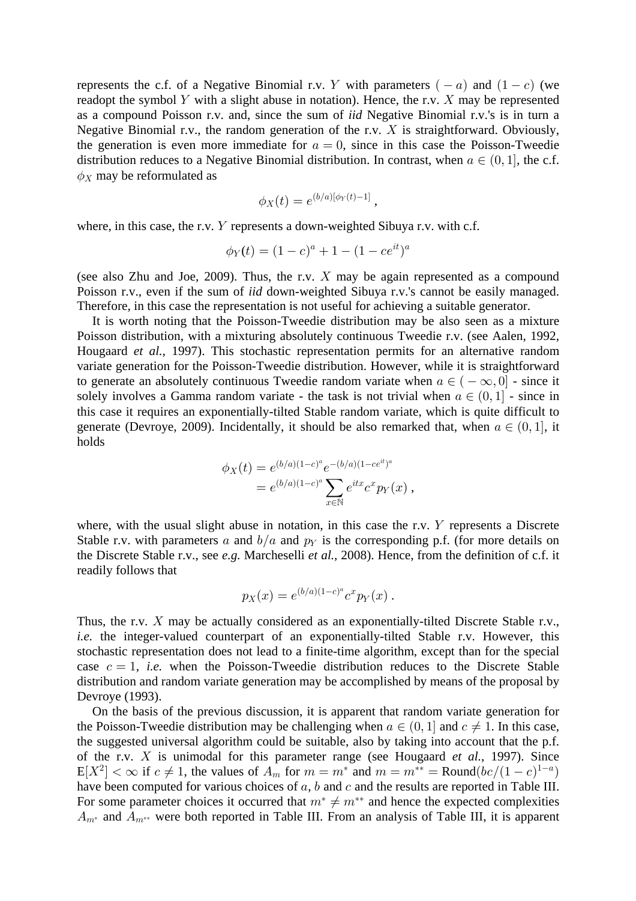represents the c.f. of a Negative Binomial r.v. $Y$ with parameters $(-a)$ and $(1-c)$ (we readopt the symbol $Y$ with a slight abuse in notation). Hence, the r.v. $X$ may be represented as a compound Poisson r.v. and, since the sum of *iid* Negative Binomial r.v.'s is in turn a Negative Binomial r.v., the random generation of the r.v. $X$ is straightforward. Obviously, the generation is even more immediate for $a = 0$, since in this case the Poisson-Tweedie distribution reduces to a Negative Binomial distribution. In contrast, when $a \in (0, 1]$, the c.f. $\phi_X$ may be reformulated as

$$\phi_X(t) = e^{(b/a)[\phi_Y(t)-1]} \,,$$

where, in this case, the r.v. $Y$ represents a down-weighted Sibuya r.v. with c.f.

$$\phi_Y(t) = (1-c)^a + 1 - (1-ce^{it})^a$$

(see also Zhu and Joe, 2009). Thus, the r.v. $X$ may be again represented as a compound Poisson r.v., even if the sum of *iid* down-weighted Sibuya r.v.'s cannot be easily managed. Therefore, in this case the representation is not useful for achieving a suitable generator.

It is worth noting that the Poisson-Tweedie distribution may be also seen as a mixture Poisson distribution, with a mixturing absolutely continuous Tweedie r.v. (see Aalen, 1992, Hougaard *et al.*, 1997). This stochastic representation permits for an alternative random variate generation for the Poisson-Tweedie distribution. However, while it is straightforward to generate an absolutely continuous Tweedie random variate when $a \in (-\infty, 0]$ - since it solely involves a Gamma random variate - the task is not trivial when $a \in (0, 1]$ - since in this case it requires an exponentially-tilted Stable random variate, which is quite difficult to generate (Devroye, 2009). Incidentally, it should be also remarked that, when $a \in (0, 1]$, it holds

$$\begin{aligned}\phi_X(t) &= e^{(b/a)(1-c)^a} e^{-(b/a)(1-ce^{it})^a} \\ &= e^{(b/a)(1-c)^a} \sum_{x \in \mathbb{N}} e^{itx} c^x p_Y(x) \,,\end{aligned}$$

where, with the usual slight abuse in notation, in this case the r.v. $Y$ represents a Discrete Stable r.v. with parameters $a$ and $b/a$ and $p_Y$ is the corresponding p.f. (for more details on the Discrete Stable r.v., see *e.g.* Marcheselli *et al.*, 2008). Hence, from the definition of c.f. it readily follows that

$$p_X(x) = e^{(b/a)(1-c)^a} c^x p_Y(x) \,.$$

Thus, the r.v. $X$ may be actually considered as an exponentially-tilted Discrete Stable r.v., *i.e.* the integer-valued counterpart of an exponentially-tilted Stable r.v. However, this stochastic representation does not lead to a finite-time algorithm, except than for the special case $c = 1$, *i.e.* when the Poisson-Tweedie distribution reduces to the Discrete Stable distribution and random variate generation may be accomplished by means of the proposal by Devroye (1993).

On the basis of the previous discussion, it is apparent that random variate generation for the Poisson-Tweedie distribution may be challenging when $a \in (0, 1]$ and $c \neq 1$. In this case, the suggested universal algorithm could be suitable, also by taking into account that the p.f. of the r.v. $X$ is unimodal for this parameter range (see Hougaard *et al.*, 1997). Since $\mathrm{E}[X^2] < \infty$ if $c \neq 1$, the values of $A_m$ for $m = m^*$ and $m = m^{**} = \mathrm{Round}(bc/(1-c)^{1-a})$ have been computed for various choices of $a$, $b$ and $c$ and the results are reported in Table III. For some parameter choices it occurred that $m^* \neq m^{**}$ and hence the expected complexities $A_{m^*}$ and $A_{m^{**}}$ were both reported in Table III. From an analysis of Table III, it is apparent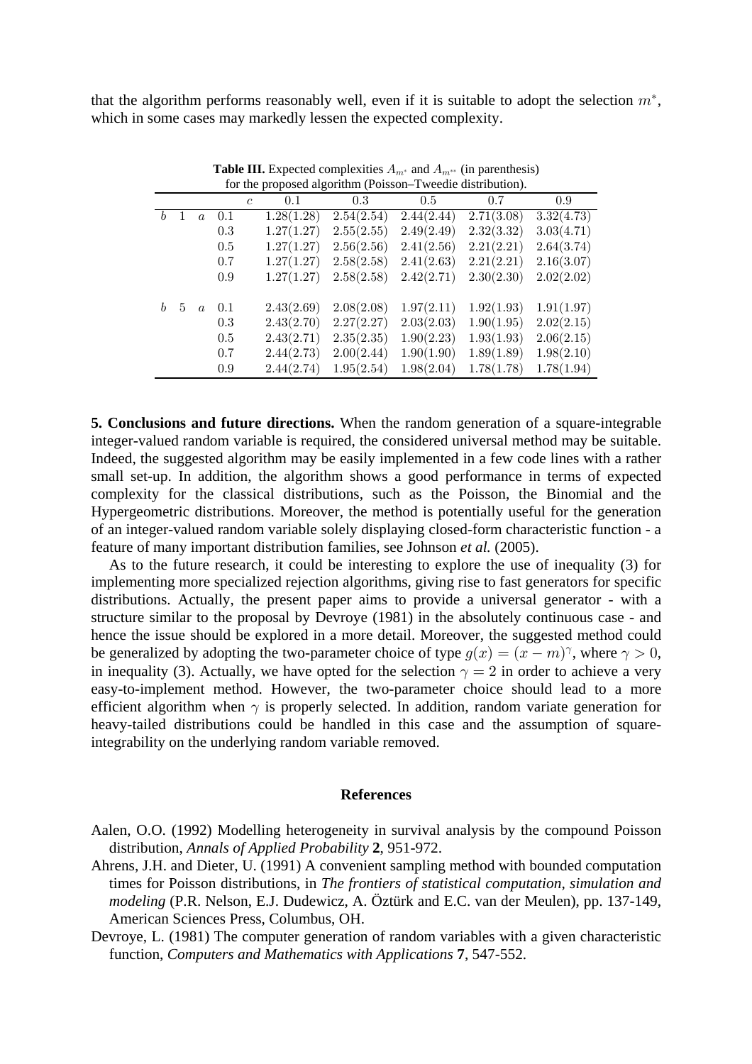that the algorithm performs reasonably well, even if it is suitable to adopt the selection $m^*$, which in some cases may markedly lessen the expected complexity.

**Table III.** Expected complexities $A_{m^*}$ and $A_{m^{**}}$ (in parenthesis) for the proposed algorithm (Poisson–Tweedie distribution).

| | | | | $c$ | 0.1 | 0.3 | 0.5 | 0.7 | 0.9 |
|---|---|---|---|---|---|---|---|---|---|
| $b$ | 1 | $a$ | 0.1 | | 1.28(1.28) | 2.54(2.54) | 2.44(2.44) | 2.71(3.08) | 3.32(4.73) |
| | | | 0.3 | | 1.27(1.27) | 2.55(2.55) | 2.49(2.49) | 2.32(3.32) | 3.03(4.71) |
| | | | 0.5 | | 1.27(1.27) | 2.56(2.56) | 2.41(2.56) | 2.21(2.21) | 2.64(3.74) |
| | | | 0.7 | | 1.27(1.27) | 2.58(2.58) | 2.41(2.63) | 2.21(2.21) | 2.16(3.07) |
| | | | 0.9 | | 1.27(1.27) | 2.58(2.58) | 2.42(2.71) | 2.30(2.30) | 2.02(2.02) |
| $b$ | 5 | $a$ | 0.1 | | 2.43(2.69) | 2.08(2.08) | 1.97(2.11) | 1.92(1.93) | 1.91(1.97) |
| | | | 0.3 | | 2.43(2.70) | 2.27(2.27) | 2.03(2.03) | 1.90(1.95) | 2.02(2.15) |
| | | | 0.5 | | 2.43(2.71) | 2.35(2.35) | 1.90(2.23) | 1.93(1.93) | 2.06(2.15) |
| | | | 0.7 | | 2.44(2.73) | 2.00(2.44) | 1.90(1.90) | 1.89(1.89) | 1.98(2.10) |
| | | | 0.9 | | 2.44(2.74) | 1.95(2.54) | 1.98(2.04) | 1.78(1.78) | 1.78(1.94) |

**5. Conclusions and future directions.** When the random generation of a square-integrable integer-valued random variable is required, the considered universal method may be suitable. Indeed, the suggested algorithm may be easily implemented in a few code lines with a rather small set-up. In addition, the algorithm shows a good performance in terms of expected complexity for the classical distributions, such as the Poisson, the Binomial and the Hypergeometric distributions. Moreover, the method is potentially useful for the generation of an integer-valued random variable solely displaying closed-form characteristic function - a feature of many important distribution families, see Johnson *et al.* (2005).

As to the future research, it could be interesting to explore the use of inequality (3) for implementing more specialized rejection algorithms, giving rise to fast generators for specific distributions. Actually, the present paper aims to provide a universal generator - with a structure similar to the proposal by Devroye (1981) in the absolutely continuous case - and hence the issue should be explored in a more detail. Moreover, the suggested method could be generalized by adopting the two-parameter choice of type $g(x) = (x - m)^\gamma$, where $\gamma > 0$, in inequality (3). Actually, we have opted for the selection $\gamma = 2$ in order to achieve a very easy-to-implement method. However, the two-parameter choice should lead to a more efficient algorithm when $\gamma$ is properly selected. In addition, random variate generation for heavy-tailed distributions could be handled in this case and the assumption of square-integrability on the underlying random variable removed.

## References

Aalen, O.O. (1992) Modelling heterogeneity in survival analysis by the compound Poisson distribution, *Annals of Applied Probability* **2**, 951-972.

Ahrens, J.H. and Dieter, U. (1991) A convenient sampling method with bounded computation times for Poisson distributions, in *The frontiers of statistical computation, simulation and modeling* (P.R. Nelson, E.J. Dudewicz, A. Öztürk and E.C. van der Meulen), pp. 137-149, American Sciences Press, Columbus, OH.

Devroye, L. (1981) The computer generation of random variables with a given characteristic function, *Computers and Mathematics with Applications* **7**, 547-552.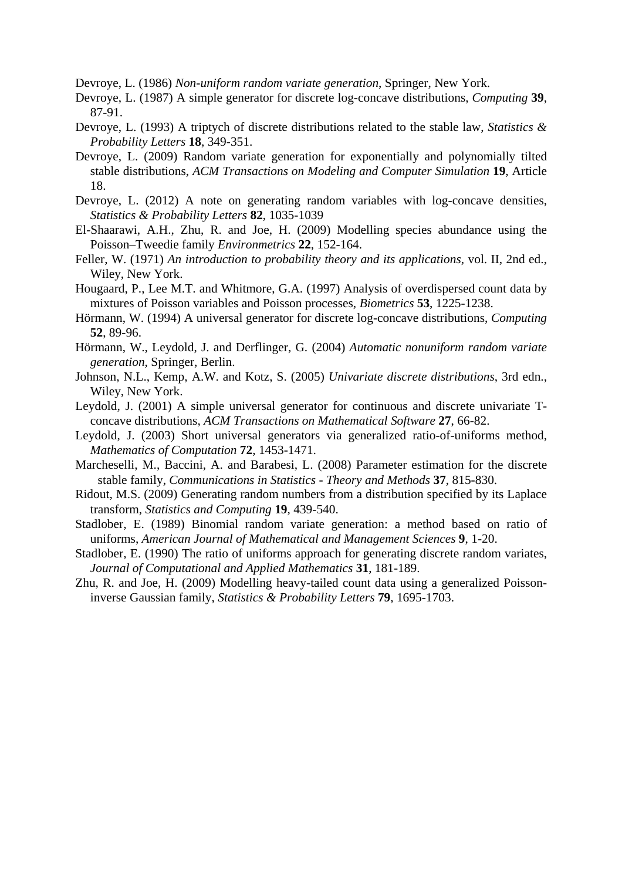Devroye, L. (1986) *Non-uniform random variate generation*, Springer, New York.

Devroye, L. (1987) A simple generator for discrete log-concave distributions, *Computing* **39**, 87-91.

Devroye, L. (1993) A triptych of discrete distributions related to the stable law, *Statistics & Probability Letters* **18**, 349-351.

Devroye, L. (2009) Random variate generation for exponentially and polynomially tilted stable distributions, *ACM Transactions on Modeling and Computer Simulation* **19**, Article 18.

Devroye, L. (2012) A note on generating random variables with log-concave densities, *Statistics & Probability Letters* **82**, 1035-1039

El-Shaarawi, A.H., Zhu, R. and Joe, H. (2009) Modelling species abundance using the Poisson–Tweedie family *Environmetrics* **22**, 152-164.

Feller, W. (1971) *An introduction to probability theory and its applications*, vol. II, 2nd ed., Wiley, New York.

Hougaard, P., Lee M.T. and Whitmore, G.A. (1997) Analysis of overdispersed count data by mixtures of Poisson variables and Poisson processes, *Biometrics* **53**, 1225-1238.

Hörmann, W. (1994) A universal generator for discrete log-concave distributions, *Computing* **52**, 89-96.

Hörmann, W., Leydold, J. and Derflinger, G. (2004) *Automatic nonuniform random variate generation*, Springer, Berlin.

Johnson, N.L., Kemp, A.W. and Kotz, S. (2005) *Univariate discrete distributions*, 3rd edn., Wiley, New York.

Leydold, J. (2001) A simple universal generator for continuous and discrete univariate T-concave distributions, *ACM Transactions on Mathematical Software* **27**, 66-82.

Leydold, J. (2003) Short universal generators via generalized ratio-of-uniforms method, *Mathematics of Computation* **72**, 1453-1471.

Marcheselli, M., Baccini, A. and Barabesi, L. (2008) Parameter estimation for the discrete stable family, *Communications in Statistics - Theory and Methods* **37**, 815-830.

Ridout, M.S. (2009) Generating random numbers from a distribution specified by its Laplace transform, *Statistics and Computing* **19**, 439-540.

Stadlober, E. (1989) Binomial random variate generation: a method based on ratio of uniforms, *American Journal of Mathematical and Management Sciences* **9**, 1-20.

Stadlober, E. (1990) The ratio of uniforms approach for generating discrete random variates, *Journal of Computational and Applied Mathematics* **31**, 181-189.

Zhu, R. and Joe, H. (2009) Modelling heavy-tailed count data using a generalized Poisson-inverse Gaussian family, *Statistics & Probability Letters* **79**, 1695-1703.